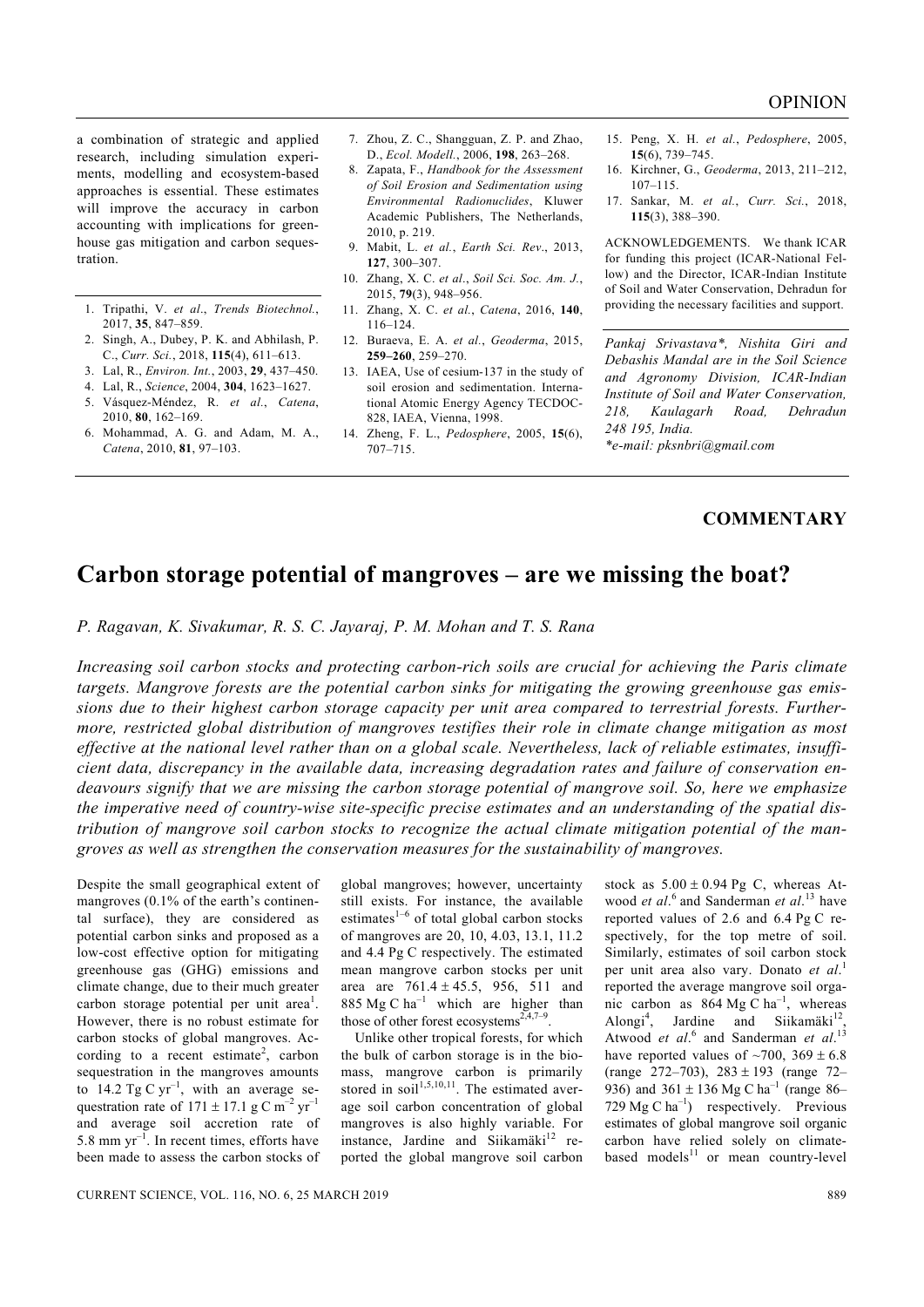a combination of strategic and applied research, including simulation experiments, modelling and ecosystem-based approaches is essential. These estimates will improve the accuracy in carbon accounting with implications for greenhouse gas mitigation and carbon sequestration.

1. Tripathi, V. *et al*., *Trends Biotechnol.*, 2017, **35**, 847–859.
2. Singh, A., Dubey, P. K. and Abhilash, P. C., *Curr. Sci.*, 2018, **115**(4), 611–613.
3. Lal, R., *Environ. Int.*, 2003, **29**, 437–450.
4. Lal, R., *Science*, 2004, **304**, 1623–1627.
5. Vásquez-Méndez, R. *et al*., *Catena*, 2010, **80**, 162–169.
6. Mohammad, A. G. and Adam, M. A., *Catena*, 2010, **81**, 97–103.
7. Zhou, Z. C., Shangguan, Z. P. and Zhao, D., *Ecol. Modell.*, 2006, **198**, 263–268.
8. Zapata, F., *Handbook for the Assessment of Soil Erosion and Sedimentation using Environmental Radionuclides*, Kluwer Academic Publishers, The Netherlands, 2010, p. 219.
9. Mabit, L. *et al*., *Earth Sci. Rev*., 2013, **127**, 300–307.
10. Zhang, X. C. *et al*., *Soil Sci. Soc. Am. J.*, 2015, **79**(3), 948–956.
11. Zhang, X. C. *et al*., *Catena*, 2016, **140**, 116–124.
12. Buraeva, E. A. *et al*., *Geoderma*, 2015, **259–260**, 259–270.
13. IAEA, Use of cesium-137 in the study of soil erosion and sedimentation. International Atomic Energy Agency TECDOC-828, IAEA, Vienna, 1998.
14. Zheng, F. L., *Pedosphere*, 2005, **15**(6), 707–715.
15. Peng, X. H. *et al*., *Pedosphere*, 2005, **15**(6), 739–745.
16. Kirchner, G., *Geoderma*, 2013, 211–212, 107–115.
17. Sankar, M. *et al*., *Curr. Sci.*, 2018, **115**(3), 388–390.

ACKNOWLEDGEMENTS. We thank ICAR for funding this project (ICAR-National Fellow) and the Director, ICAR-Indian Institute of Soil and Water Conservation, Dehradun for providing the necessary facilities and support.

*Pankaj Srivastava\*, Nishita Giri and Debashis Mandal are in the Soil Science and Agronomy Division, ICAR-Indian Institute of Soil and Water Conservation, 218, Kaulagarh Road, Dehradun 248 195, India.*
*\*e-mail: pksnbri@gmail.com*

**COMMENTARY**

# Carbon storage potential of mangroves – are we missing the boat?

*P. Ragavan, K. Sivakumar, R. S. C. Jayaraj, P. M. Mohan and T. S. Rana*

*Increasing soil carbon stocks and protecting carbon-rich soils are crucial for achieving the Paris climate targets. Mangrove forests are the potential carbon sinks for mitigating the growing greenhouse gas emissions due to their highest carbon storage capacity per unit area compared to terrestrial forests. Furthermore, restricted global distribution of mangroves testifies their role in climate change mitigation as most effective at the national level rather than on a global scale. Nevertheless, lack of reliable estimates, insufficient data, discrepancy in the available data, increasing degradation rates and failure of conservation endeavours signify that we are missing the carbon storage potential of mangrove soil. So, here we emphasize the imperative need of country-wise site-specific precise estimates and an understanding of the spatial distribution of mangrove soil carbon stocks to recognize the actual climate mitigation potential of the mangroves as well as strengthen the conservation measures for the sustainability of mangroves.*

Despite the small geographical extent of mangroves (0.1% of the earth's continental surface), they are considered as potential carbon sinks and proposed as a low-cost effective option for mitigating greenhouse gas (GHG) emissions and climate change, due to their much greater carbon storage potential per unit area[1]. However, there is no robust estimate for carbon stocks of global mangroves. According to a recent estimate[2], carbon sequestration in the mangroves amounts to 14.2 Tg C $yr^{-1}$, with an average sequestration rate of $171 \pm 17.1$ g C $m^{-2}$ $yr^{-1}$ and average soil accretion rate of 5.8 mm $yr^{-1}$. In recent times, efforts have been made to assess the carbon stocks of global mangroves; however, uncertainty still exists. For instance, the available estimates[1–6] of total global carbon stocks of mangroves are 20, 10, 4.03, 13.1, 11.2 and 4.4 Pg C respectively. The estimated mean mangrove carbon stocks per unit area are $761.4 \pm 45.5$, 956, 511 and 885 Mg C $ha^{-1}$ which are higher than those of other forest ecosystems[2,4,7–9].

Unlike other tropical forests, for which the bulk of carbon storage is in the biomass, mangrove carbon is primarily stored in soil[1,5,10,11]. The estimated average soil carbon concentration of global mangroves is also highly variable. For instance, Jardine and Siikamäki[12] reported the global mangrove soil carbon stock as $5.00 \pm 0.94$ Pg C, whereas Atwood *et al*.[6] and Sanderman *et al*.[13] have reported values of 2.6 and 6.4 Pg C respectively, for the top metre of soil. Similarly, estimates of soil carbon stock per unit area also vary. Donato *et al*.[1] reported the average mangrove soil organic carbon as 864 Mg C $ha^{-1}$, whereas Alongi[4], Jardine and Siikamäki[12], Atwood *et al*.[6] and Sanderman *et al*.[13] have reported values of ~700, $369 \pm 6.8$ (range 272–703), $283 \pm 193$ (range 72–936) and $361 \pm 136$ Mg C $ha^{-1}$ (range 86–729 Mg C $ha^{-1}$) respectively. Previous estimates of global mangrove soil organic carbon have relied solely on climate-based models[11] or mean country-level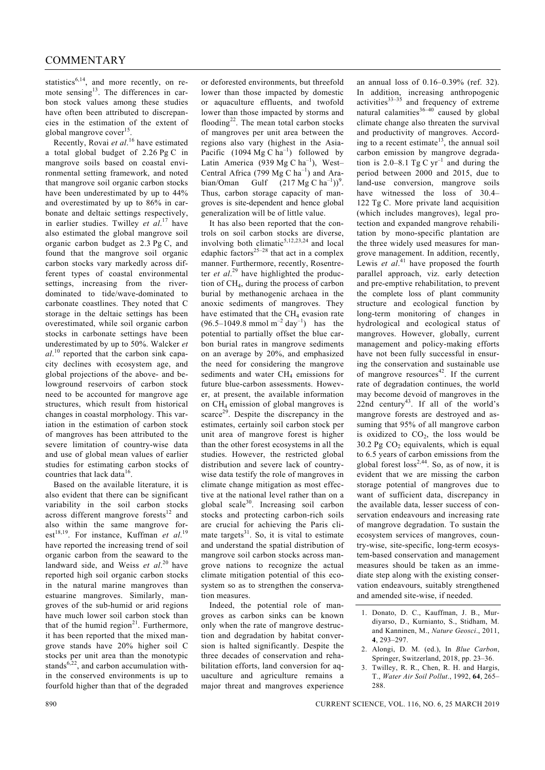statistics[6,14], and more recently, on remote sensing[13]. The differences in carbon stock values among these studies have often been attributed to discrepancies in the estimation of the extent of global mangrove cover[15].

Recently, Rovai *et al*.[16] have estimated a total global budget of 2.26 Pg C in mangrove soils based on coastal environmental setting framework, and noted that mangrove soil organic carbon stocks have been underestimated by up to 44% and overestimated by up to 86% in carbonate and deltaic settings respectively, in earlier studies. Twilley *et al*.[17] have also estimated the global mangrove soil organic carbon budget as 2.3 Pg C, and found that the mangrove soil organic carbon stocks vary markedly across different types of coastal environmental settings, increasing from the river-dominated to tide/wave-dominated to carbonate coastlines. They noted that C storage in the deltaic settings has been overestimated, while soil organic carbon stocks in carbonate settings have been underestimated by up to 50%. Walcker *et al*.[10] reported that the carbon sink capacity declines with ecosystem age, and global projections of the above- and belowground reservoirs of carbon stock need to be accounted for mangrove age structures, which result from historical changes in coastal morphology. This variation in the estimation of carbon stock of mangroves has been attributed to the severe limitation of country-wise data and use of global mean values of earlier studies for estimating carbon stocks of countries that lack data[16].

Based on the available literature, it is also evident that there can be significant variability in the soil carbon stocks across different mangrove forests[12] and also within the same mangrove forest[18,19]. For instance, Kuffman *et al*.[19] have reported the increasing trend of soil organic carbon from the seaward to the landward side, and Weiss *et al*.[20] have reported high soil organic carbon stocks in the natural marine mangroves than estuarine mangroves. Similarly, mangroves of the sub-humid or arid regions have much lower soil carbon stock than that of the humid region[21]. Furthermore, it has been reported that the mixed mangrove stands have 20% higher soil C stocks per unit area than the monotypic stands[6,22], and carbon accumulation within the conserved environments is up to fourfold higher than that of the degraded or deforested environments, but threefold lower than those impacted by domestic or aquaculture effluents, and twofold lower than those impacted by storms and flooding[22]. The mean total carbon stocks of mangroves per unit area between the regions also vary (highest in the Asia-Pacific (1094 Mg C $ha^{-1}$) followed by Latin America (939 Mg C $ha^{-1}$), West–Central Africa (799 Mg C $ha^{-1}$) and Arabian/Oman Gulf (217 Mg C $ha^{-1}$))[9]. Thus, carbon storage capacity of mangroves is site-dependent and hence global generalization will be of little value.

It has also been reported that the controls on soil carbon stocks are diverse, involving both climatic[5,12,23,24] and local edaphic factors[25–28] that act in a complex manner. Furthermore, recently, Rosentreter *et al*.[29] have highlighted the production of $CH_4$, during the process of carbon burial by methanogenic archaea in the anoxic sediments of mangroves. They have estimated that the $CH_4$ evasion rate (96.5–1049.8 mmol $m^{-2}$ $day^{-1}$) has the potential to partially offset the blue carbon burial rates in mangrove sediments on an average by 20%, and emphasized the need for considering the mangrove sediments and water $CH_4$ emissions for future blue-carbon assessments. However, at present, the available information on $CH_4$ emission of global mangroves is scarce[29]. Despite the discrepancy in the estimates, certainly soil carbon stock per unit area of mangrove forest is higher than the other forest ecosystems in all the studies. However, the restricted global distribution and severe lack of country-wise data testify the role of mangroves in climate change mitigation as most effective at the national level rather than on a global scale[30]. Increasing soil carbon stocks and protecting carbon-rich soils are crucial for achieving the Paris climate targets[31]. So, it is vital to estimate and understand the spatial distribution of mangrove soil carbon stocks across mangrove nations to recognize the actual climate mitigation potential of this ecosystem so as to strengthen the conservation measures.

Indeed, the potential role of mangroves as carbon sinks can be known only when the rate of mangrove destruction and degradation by habitat conversion is halted significantly. Despite the three decades of conservation and rehabilitation efforts, land conversion for aquaculture and agriculture remains a major threat and mangroves experience an annual loss of 0.16–0.39% (ref. 32). In addition, increasing anthropogenic activities[33–35] and frequency of extreme natural calamities[36–40] caused by global climate change also threaten the survival and productivity of mangroves. According to a recent estimate[13], the annual soil carbon emission by mangrove degradation is 2.0–8.1 Tg C $yr^{-1}$ and during the period between 2000 and 2015, due to land-use conversion, mangrove soils have witnessed the loss of 30.4–122 Tg C. More private land acquisition (which includes mangroves), legal protection and expanded mangrove rehabilitation by mono-specific plantation are the three widely used measures for mangrove management. In addition, recently, Lewis *et al*.[41] have proposed the fourth parallel approach, viz. early detection and pre-emptive rehabilitation, to prevent the complete loss of plant community structure and ecological function by long-term monitoring of changes in hydrological and ecological status of mangroves. However, globally, current management and policy-making efforts have not been fully successful in ensuring the conservation and sustainable use of mangrove resources[42]. If the current rate of degradation continues, the world may become devoid of mangroves in the 22nd century[43]. If all of the world's mangrove forests are destroyed and assuming that 95% of all mangrove carbon is oxidized to $CO_2$, the loss would be 30.2 Pg $CO_2$ equivalents, which is equal to 6.5 years of carbon emissions from the global forest loss[2,44]. So, as of now, it is evident that we are missing the carbon storage potential of mangroves due to want of sufficient data, discrepancy in the available data, lesser success of conservation endeavours and increasing rate of mangrove degradation. To sustain the ecosystem services of mangroves, country-wise, site-specific, long-term ecosystem-based conservation and management measures should be taken as an immediate step along with the existing conservation endeavours, suitably strengthened and amended site-wise, if needed.

1. Donato, D. C., Kauffman, J. B., Murdiyarso, D., Kurnianto, S., Stidham, M. and Kanninen, M., *Nature Geosci*., 2011, **4**, 293–297.
2. Alongi, D. M. (ed.), In *Blue Carbon*, Springer, Switzerland, 2018, pp. 23–36.
3. Twilley, R. R., Chen, R. H. and Hargis, T., *Water Air Soil Pollut*., 1992, **64**, 265–288.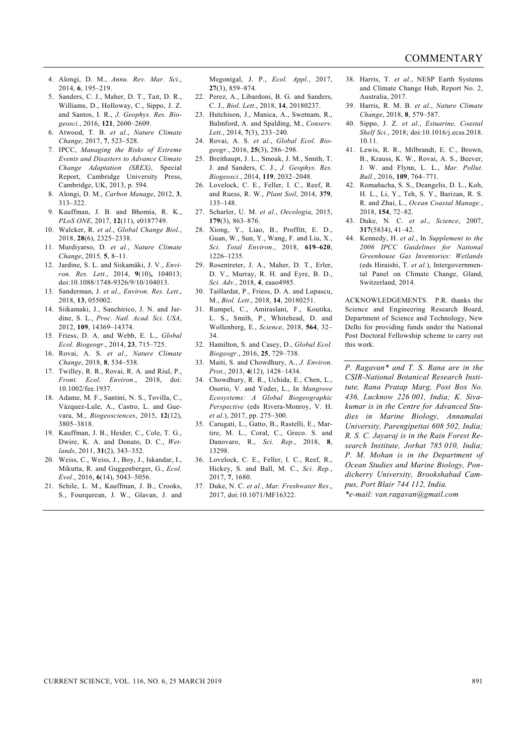4. Alongi, D. M., *Annu. Rev. Mar. Sci.*, 2014, **6**, 195–219.
5. Sanders, C. J., Maher, D. T., Tait, D. R., Williams, D., Holloway, C., Sippo, J. Z. and Santos, I. R., *J. Geophys. Res. Biogeosci*., 2016, **121**, 2600–2609.
6. Atwood, T. B. *et al*., *Nature Climate Change*, 2017, **7**, 523–528.
7. IPCC, *Managing the Risks of Extreme Events and Disasters to Advance Climate Change Adaptation (SREX)*, Special Report, Cambridge University Press, Cambridge, UK, 2013, p. 594.
8. Alongi, D. M., *Carbon Manage*, 2012, **3**, 313–322.
9. Kauffman, J. B. and Bhomia, R. K., *PLoS ONE*, 2017, **12**(11), e0187749.
10. Walcker, R. *et al*., *Global Change Biol.*, 2018, **28**(6), 2325–2338.
11. Murdiyarso, D. *et al.*, *Nature Climate Change*, 2015*,* **5**, 8–11.
12. Jardine, S. L. and Siikamäki, J. V., *Environ. Res. Lett*., 2014, **9**(10)**,** 104013; doi:10.1088/1748-9326/9/10/104013.
13. Sanderman, J. *et al*., *Environ. Res. Lett*., 2018, **13**, 055002.
14. Siikamaki, J., Sanchirico, J. N. and Jardine, S. L., *Proc. Natl. Acad. Sci*. *USA*, 2012, **109**, 14369–14374.
15. Friess, D. A. and Webb, E. L., *Global Ecol. Biogeogr*., 2014, **23**, 715–725.
16. Rovai, A. S. *et al*., *Nature Climate Change*, 2018, **8**, 534–538.
17. Twilley, R. R., Rovai, R. A. and Riul, P., *Front. Ecol. Environ*., 2018, doi: 10.1002/fee.1937.
18. Adame, M. F., Santini, N. S., Tovilla, C., Vázquez-Lule, A., Castro, L. and Guevara, M., *Biogeosciences*, 2015, **12**(12), 3805–3818.
19. Kauffman, J. B., Heider, C., Cole, T. G., Dwire, K. A. and Donato, D. C., *Wetlands*, 2011, **31**(2), 343–352.
20. Weiss, C., Weiss, J., Boy, J., Iskandar, I., Mikutta, R. and Guggenberger, G., *Ecol. Evol*., 2016, **6**(14), 5043–5056.
21. Schile, L. M., Kauffman, J. B., Crooks, S., Fourqurean, J. W., Glavan, J. and Megonigal, J. P., *Ecol. Appl*., 2017, **27**(3), 859–874.
22. Perez, A., Libardoni, B. G. and Sanders, C. J., *Biol. Lett*., 2018, **14**, 20180237.
23. Hutchison, J., Manica, A., Swetnam, R., Balmford, A. and Spalding, M., *Conserv. Lett*., 2014, **7**(3), 233–240.
24. Rovai, A. S. *et al.*, *Global Ecol. Biogeogr*., 2016, **25**(3), 286–298.
25. Breithaupt, J. L., Smoak, J. M., Smith, T. J. and Sanders, C. J., *J. Geophys. Res. Biogeosci.*, 2014, **119**, 2032–2048.
26. Lovelock, C. E., Feller, I. C., Reef, R. and Ruess, R. W., *Plant Soil*, 2014, **379**, 135–148.
27. Scharler, U. M. *et al.*, *Oecologia*, 2015, **179**(3), 863–876.
28. Xiong, Y., Liao, B., Proffitt, E. D., Guan, W., Sun, Y., Wang, F. and Liu, X., *Sci. Total Environ.*, 2018, **619–620**, 1226–1235.
29. Rosentreter, J. A., Maher, D. T., Erler, D. V., Murray, R. H. and Eyre, B. D., *Sci. Adv.*, 2018, **4**, eaao4985.
30. Taillardat, P., Friess, D. A. and Lupascu, M., *Biol. Lett.*, 2018, **14**, 20180251.
31. Rumpel, C., Amiraslani, F., Koutika, L. S., Smith, P., Whitehead, D. and Wollenberg, E., *Science*, 2018, **564**, 32–34.
32. Hamilton, S. and Casey, D., *Global Ecol. Biogeogr*., 2016, **25**, 729–738.
33. Maiti, S. and Chowdhury, A., *J. Environ. Prot*., 2013, **4**(12), 1428–1434.
34. Chowdhury, R. R., Uchida, E., Chen, L., Osorio, V. and Yoder, L., In *Mangrove Ecosystems: A Global Biogeographic Perspective* (eds Rivera-Monroy, V. H. *et al*.), 2017, pp. 275–300.
35. Carugati, L., Gatto, B., Rastelli, E., Martire, M. L., Coral, C., Greco. S. and Danovaro, R., *Sci. Rep.*, 2018, **8**, 13298.
36. Lovelock, C. E., Feller, I. C., Reef, R., Hickey, S. and Ball, M. C., *Sci. Rep.*, 2017, **7**, 1680.
37. Duke, N. C. *et al.*, *Mar. Freshwater Res*., 2017, doi:10.1071/MF16322.
38. Harris, T. *et al.*, NESP Earth Systems and Climate Change Hub, Report No. 2, Australia, 2017.
39. Harris, R. M. B. *et al*., *Nature Climate Change*, 2018, **8**, 579–587.
40. Sippo, J. Z. *et al*., *Estuarine, Coastal Shelf Sci.*, 2018; doi:10.1016/j.ecss.2018.10.11.
41. Lewis, R. R., Milbrandt, E. C., Brown, B., Krauss, K. W., Rovai, A. S., Beever, J. W. and Flynn, L. L., *Mar. Pollut. Bull.*, 2016, **109**, 764–771.
42. Romañacha, S. S., Deangelis, D. L., Koh, H. L., Li, Y., Teh, S. Y., Barizan, R. S. R. and Zhai, L., *Ocean Coastal Manage.*, 2018, **154**, 72–82.
43. Duke, N. C. *et al*., *Science*, 2007, **317**(5834), 41–42.
44. Kennedy, H. *et al.*, In *Supplement to the 2006 IPCC Guidelines for National Greenhouse Gas Inventories: Wetlands* (eds Hiraishi, T. *et al.*), Intergovernmental Panel on Climate Change, Gland, Switzerland, 2014.

ACKNOWLEDGEMENTS. P.R. thanks the Science and Engineering Research Board, Department of Science and Technology, New Delhi for providing funds under the National Post Doctoral Fellowship scheme to carry out this work.

*P. Ragavan\* and T. S. Rana are in the CSIR-National Botanical Research Institute, Rana Pratap Marg, Post Box No. 436, Lucknow 226 001, India; K. Sivakumar is in the Centre for Advanced Studies in Marine Biology, Annamalai University, Parengipettai 608 502, India; R. S. C. Jayaraj is in the Rain Forest Research Institute, Jorhat 785 010, India; P. M. Mohan is in the Department of Ocean Studies and Marine Biology, Pondicherry University, Brookshabad Campus, Port Blair 744 112, India.*

*\*e-mail: van.ragavan@gmail.com*